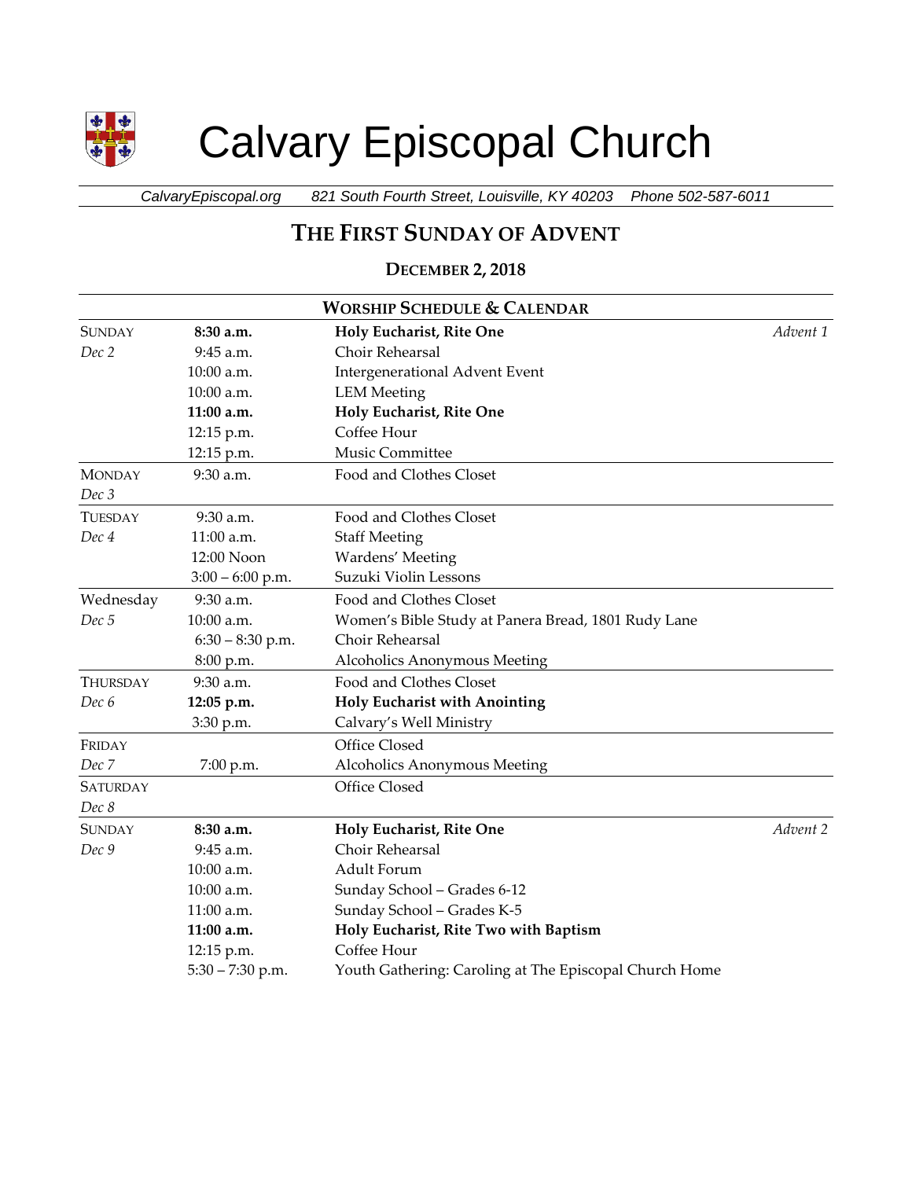# Calvary Episcopal Church

*CalvaryEpiscopal.org* *821 South Fourth Street, Louisville, KY 40203* *Phone 502-587-6011*

## THE FIRST SUNDAY OF ADVENT

### DECEMBER 2, 2018

| WORSHIP SCHEDULE & CALENDAR | | | |
|---|---|---|---|
| SUNDAY *Dec 2* | **8:30 a.m.** | **Holy Eucharist, Rite One** | *Advent 1* |
| | 9:45 a.m. | Choir Rehearsal | |
| | 10:00 a.m. | Intergenerational Advent Event | |
| | 10:00 a.m. | LEM Meeting | |
| | **11:00 a.m.** | **Holy Eucharist, Rite One** | |
| | 12:15 p.m. | Coffee Hour | |
| | 12:15 p.m. | Music Committee | |
| MONDAY *Dec 3* | 9:30 a.m. | Food and Clothes Closet | |
| TUESDAY *Dec 4* | 9:30 a.m. | Food and Clothes Closet | |
| | 11:00 a.m. | Staff Meeting | |
| | 12:00 Noon | Wardens' Meeting | |
| | 3:00 – 6:00 p.m. | Suzuki Violin Lessons | |
| Wednesday *Dec 5* | 9:30 a.m. | Food and Clothes Closet | |
| | 10:00 a.m. | Women's Bible Study at Panera Bread, 1801 Rudy Lane | |
| | 6:30 – 8:30 p.m. | Choir Rehearsal | |
| | 8:00 p.m. | Alcoholics Anonymous Meeting | |
| THURSDAY *Dec 6* | 9:30 a.m. | Food and Clothes Closet | |
| | **12:05 p.m.** | **Holy Eucharist with Anointing** | |
| | 3:30 p.m. | Calvary's Well Ministry | |
| FRIDAY *Dec 7* | | Office Closed | |
| | 7:00 p.m. | Alcoholics Anonymous Meeting | |
| SATURDAY *Dec 8* | | Office Closed | |
| SUNDAY *Dec 9* | **8:30 a.m.** | **Holy Eucharist, Rite One** | *Advent 2* |
| | 9:45 a.m. | Choir Rehearsal | |
| | 10:00 a.m. | Adult Forum | |
| | 10:00 a.m. | Sunday School – Grades 6-12 | |
| | 11:00 a.m. | Sunday School – Grades K-5 | |
| | **11:00 a.m.** | **Holy Eucharist, Rite Two with Baptism** | |
| | 12:15 p.m. | Coffee Hour | |
| | 5:30 – 7:30 p.m. | Youth Gathering: Caroling at The Episcopal Church Home | |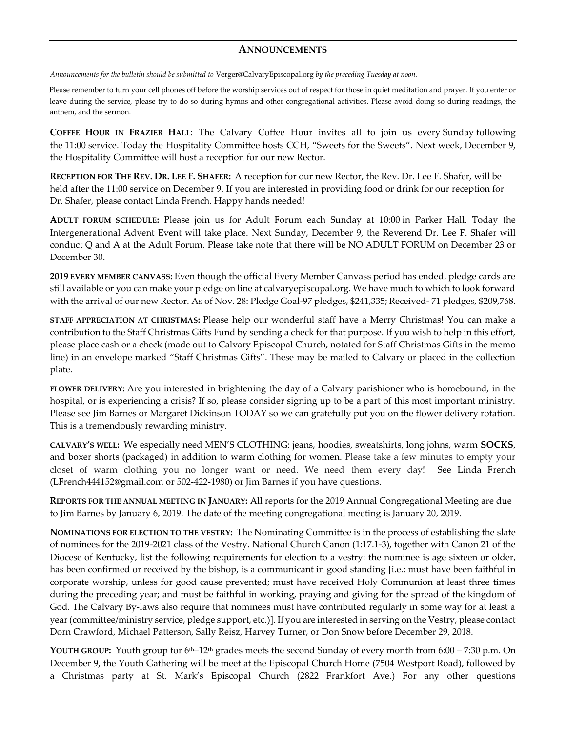## ANNOUNCEMENTS

*Announcements for the bulletin should be submitted to* Verger@CalvaryEpiscopal.org *by the preceding Tuesday at noon.*

Please remember to turn your cell phones off before the worship services out of respect for those in quiet meditation and prayer. If you enter or leave during the service, please try to do so during hymns and other congregational activities. Please avoid doing so during readings, the anthem, and the sermon.

**COFFEE HOUR IN FRAZIER HALL**: The Calvary Coffee Hour invites all to join us every Sunday following the 11:00 service. Today the Hospitality Committee hosts CCH, "Sweets for the Sweets". Next week, December 9, the Hospitality Committee will host a reception for our new Rector.

**RECEPTION FOR THE REV. DR. LEE F. SHAFER:** A reception for our new Rector, the Rev. Dr. Lee F. Shafer, will be held after the 11:00 service on December 9. If you are interested in providing food or drink for our reception for Dr. Shafer, please contact Linda French. Happy hands needed!

**ADULT FORUM SCHEDULE:** Please join us for Adult Forum each Sunday at 10:00 in Parker Hall. Today the Intergenerational Advent Event will take place. Next Sunday, December 9, the Reverend Dr. Lee F. Shafer will conduct Q and A at the Adult Forum. Please take note that there will be NO ADULT FORUM on December 23 or December 30.

**2019 EVERY MEMBER CANVASS:** Even though the official Every Member Canvass period has ended, pledge cards are still available or you can make your pledge on line at calvaryepiscopal.org. We have much to which to look forward with the arrival of our new Rector. As of Nov. 28: Pledge Goal-97 pledges, $241,335; Received- 71 pledges, $209,768.

**STAFF APPRECIATION AT CHRISTMAS:** Please help our wonderful staff have a Merry Christmas! You can make a contribution to the Staff Christmas Gifts Fund by sending a check for that purpose. If you wish to help in this effort, please place cash or a check (made out to Calvary Episcopal Church, notated for Staff Christmas Gifts in the memo line) in an envelope marked "Staff Christmas Gifts". These may be mailed to Calvary or placed in the collection plate.

**FLOWER DELIVERY:** Are you interested in brightening the day of a Calvary parishioner who is homebound, in the hospital, or is experiencing a crisis? If so, please consider signing up to be a part of this most important ministry. Please see Jim Barnes or Margaret Dickinson TODAY so we can gratefully put you on the flower delivery rotation. This is a tremendously rewarding ministry.

**CALVARY'S WELL:** We especially need MEN'S CLOTHING: jeans, hoodies, sweatshirts, long johns, warm **SOCKS**, and boxer shorts (packaged) in addition to warm clothing for women. Please take a few minutes to empty your closet of warm clothing you no longer want or need. We need them every day! See Linda French (LFrench444152@gmail.com or 502-422-1980) or Jim Barnes if you have questions.

**REPORTS FOR THE ANNUAL MEETING IN JANUARY:** All reports for the 2019 Annual Congregational Meeting are due to Jim Barnes by January 6, 2019. The date of the meeting congregational meeting is January 20, 2019.

**NOMINATIONS FOR ELECTION TO THE VESTRY:** The Nominating Committee is in the process of establishing the slate of nominees for the 2019-2021 class of the Vestry. National Church Canon (1:17.1-3), together with Canon 21 of the Diocese of Kentucky, list the following requirements for election to a vestry: the nominee is age sixteen or older, has been confirmed or received by the bishop, is a communicant in good standing [i.e.: must have been faithful in corporate worship, unless for good cause prevented; must have received Holy Communion at least three times during the preceding year; and must be faithful in working, praying and giving for the spread of the kingdom of God. The Calvary By-laws also require that nominees must have contributed regularly in some way for at least a year (committee/ministry service, pledge support, etc.)]. If you are interested in serving on the Vestry, please contact Dorn Crawford, Michael Patterson, Sally Reisz, Harvey Turner, or Don Snow before December 29, 2018.

**YOUTH GROUP:** Youth group for 6th–12th grades meets the second Sunday of every month from 6:00 – 7:30 p.m. On December 9, the Youth Gathering will be meet at the Episcopal Church Home (7504 Westport Road), followed by a Christmas party at St. Mark's Episcopal Church (2822 Frankfort Ave.) For any other questions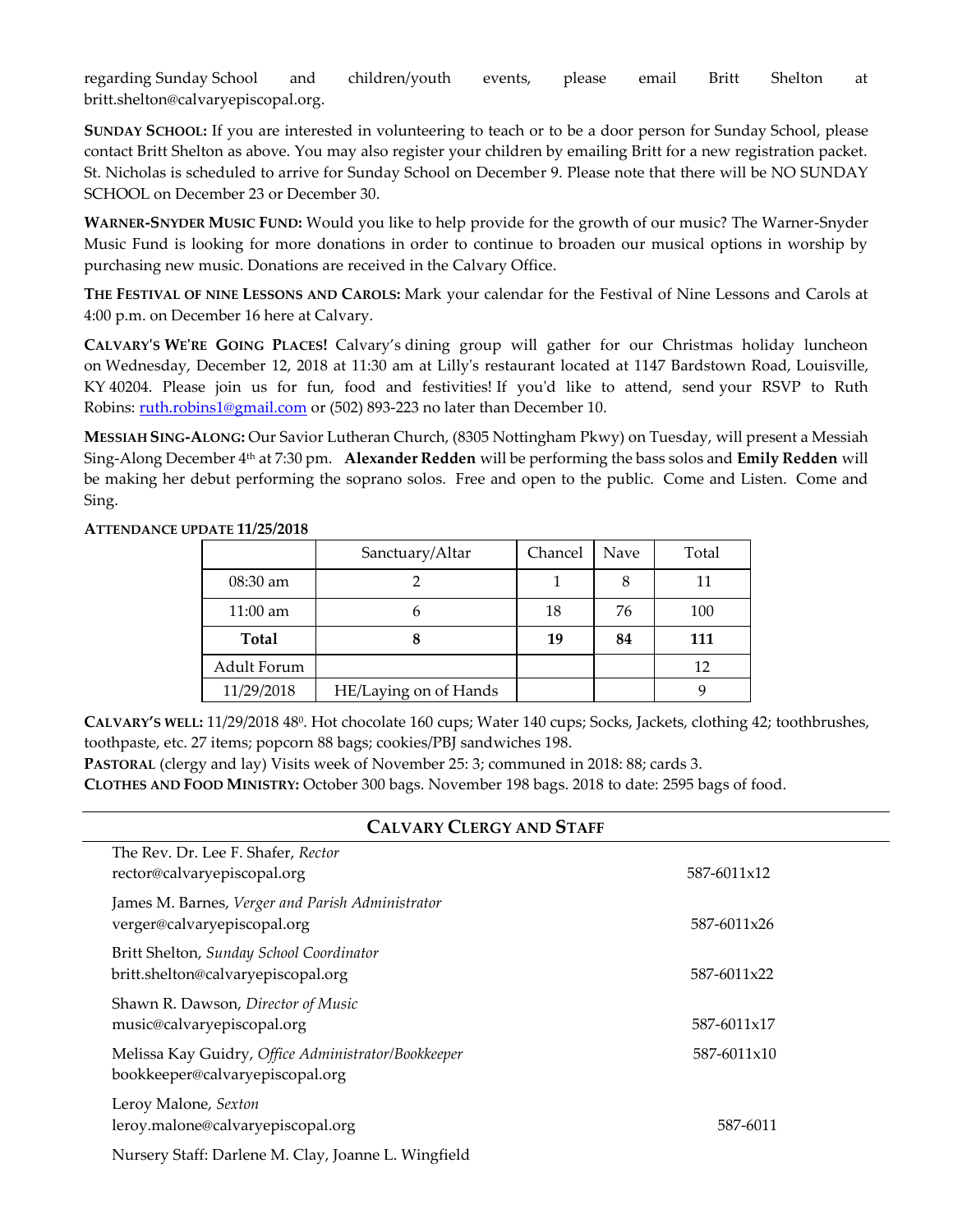regarding Sunday School and children/youth events, please email Britt Shelton at britt.shelton@calvaryepiscopal.org.

**SUNDAY SCHOOL:** If you are interested in volunteering to teach or to be a door person for Sunday School, please contact Britt Shelton as above. You may also register your children by emailing Britt for a new registration packet. St. Nicholas is scheduled to arrive for Sunday School on December 9. Please note that there will be NO SUNDAY SCHOOL on December 23 or December 30.

**WARNER-SNYDER MUSIC FUND:** Would you like to help provide for the growth of our music? The Warner-Snyder Music Fund is looking for more donations in order to continue to broaden our musical options in worship by purchasing new music. Donations are received in the Calvary Office.

**THE FESTIVAL OF NINE LESSONS AND CAROLS:** Mark your calendar for the Festival of Nine Lessons and Carols at 4:00 p.m. on December 16 here at Calvary.

**CALVARY'S WE'RE GOING PLACES!** Calvary's dining group will gather for our Christmas holiday luncheon on Wednesday, December 12, 2018 at 11:30 am at Lilly's restaurant located at 1147 Bardstown Road, Louisville, KY 40204. Please join us for fun, food and festivities! If you'd like to attend, send your RSVP to Ruth Robins: ruth.robins1@gmail.com or (502) 893-223 no later than December 10.

**MESSIAH SING-ALONG:** Our Savior Lutheran Church, (8305 Nottingham Pkwy) on Tuesday, will present a Messiah Sing-Along December 4th at 7:30 pm. **Alexander Redden** will be performing the bass solos and **Emily Redden** will be making her debut performing the soprano solos. Free and open to the public. Come and Listen. Come and Sing.

**ATTENDANCE UPDATE 11/25/2018**

| | Sanctuary/Altar | Chancel | Nave | Total |
|---|---|---|---|---|
| 08:30 am | 2 | 1 | 8 | 11 |
| 11:00 am | 6 | 18 | 76 | 100 |
| **Total** | **8** | **19** | **84** | **111** |
| Adult Forum | | | | 12 |
| 11/29/2018 | HE/Laying on of Hands | | | 9 |

**CALVARY'S WELL:** 11/29/2018 48$^0$. Hot chocolate 160 cups; Water 140 cups; Socks, Jackets, clothing 42; toothbrushes, toothpaste, etc. 27 items; popcorn 88 bags; cookies/PBJ sandwiches 198.

**PASTORAL** (clergy and lay) Visits week of November 25: 3; communed in 2018: 88; cards 3.

**CLOTHES AND FOOD MINISTRY:** October 300 bags. November 198 bags. 2018 to date: 2595 bags of food.

## CALVARY CLERGY AND STAFF

The Rev. Dr. Lee F. Shafer, *Rector*
rector@calvaryepiscopal.org — 587-6011x12

James M. Barnes, *Verger and Parish Administrator*
verger@calvaryepiscopal.org — 587-6011x26

Britt Shelton, *Sunday School Coordinator*
britt.shelton@calvaryepiscopal.org — 587-6011x22

Shawn R. Dawson, *Director of Music*
music@calvaryepiscopal.org — 587-6011x17

Melissa Kay Guidry, *Office Administrator/Bookkeeper*
bookkeeper@calvaryepiscopal.org — 587-6011x10

Leroy Malone, *Sexton*
leroy.malone@calvaryepiscopal.org — 587-6011

Nursery Staff: Darlene M. Clay, Joanne L. Wingfield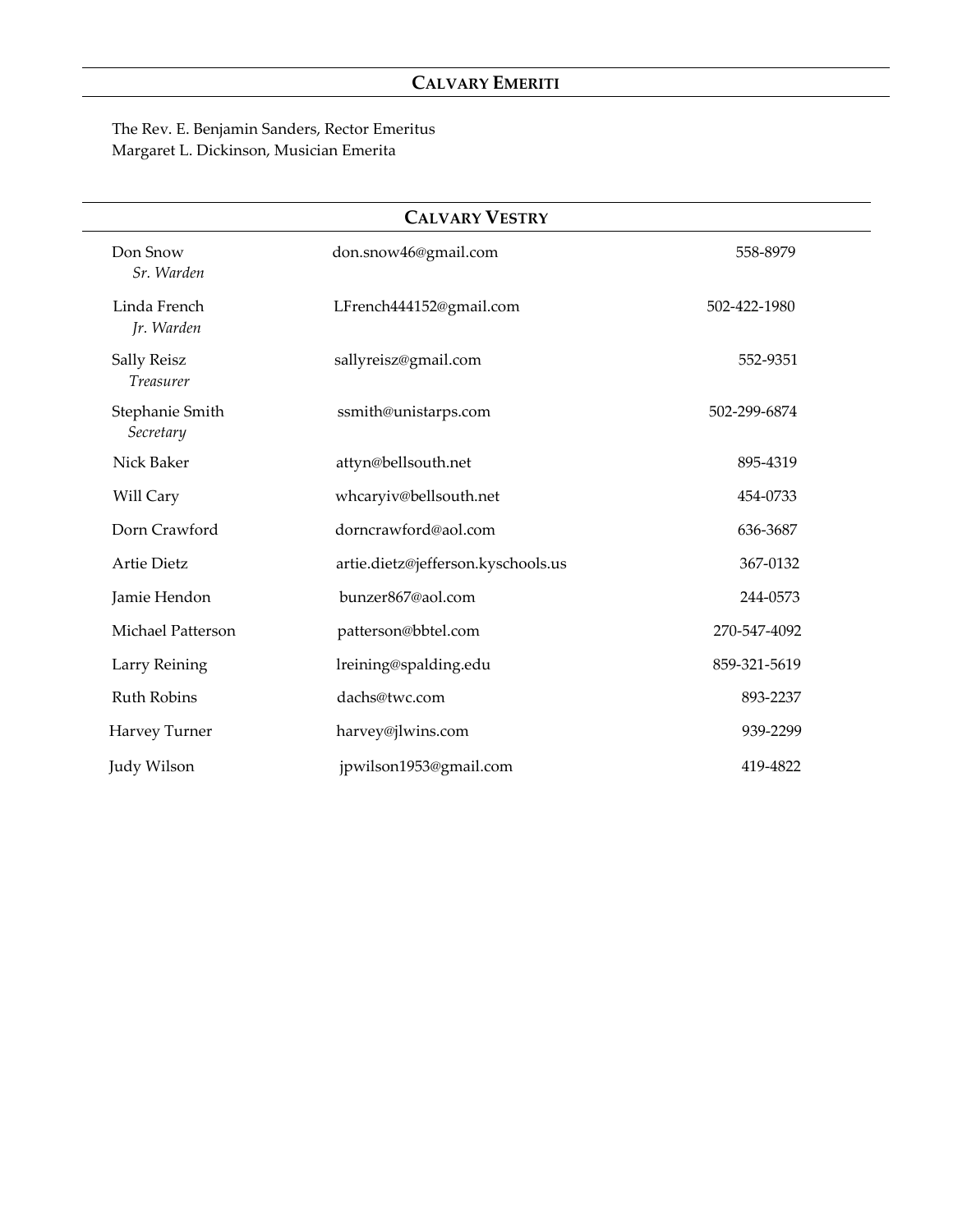## CALVARY EMERITI

The Rev. E. Benjamin Sanders, Rector Emeritus
Margaret L. Dickinson, Musician Emerita

## CALVARY VESTRY

| | | |
|---|---|---|
| Don Snow<br>*Sr. Warden* | don.snow46@gmail.com | 558-8979 |
| Linda French<br>*Jr. Warden* | LFrench444152@gmail.com | 502-422-1980 |
| Sally Reisz<br>*Treasurer* | sallyreisz@gmail.com | 552-9351 |
| Stephanie Smith<br>*Secretary* | ssmith@unistarps.com | 502-299-6874 |
| Nick Baker | attyn@bellsouth.net | 895-4319 |
| Will Cary | whcaryiv@bellsouth.net | 454-0733 |
| Dorn Crawford | dorncrawford@aol.com | 636-3687 |
| Artie Dietz | artie.dietz@jefferson.kyschools.us | 367-0132 |
| Jamie Hendon | bunzer867@aol.com | 244-0573 |
| Michael Patterson | patterson@bbtel.com | 270-547-4092 |
| Larry Reining | lreining@spalding.edu | 859-321-5619 |
| Ruth Robins | dachs@twc.com | 893-2237 |
| Harvey Turner | harvey@jlwins.com | 939-2299 |
| Judy Wilson | jpwilson1953@gmail.com | 419-4822 |